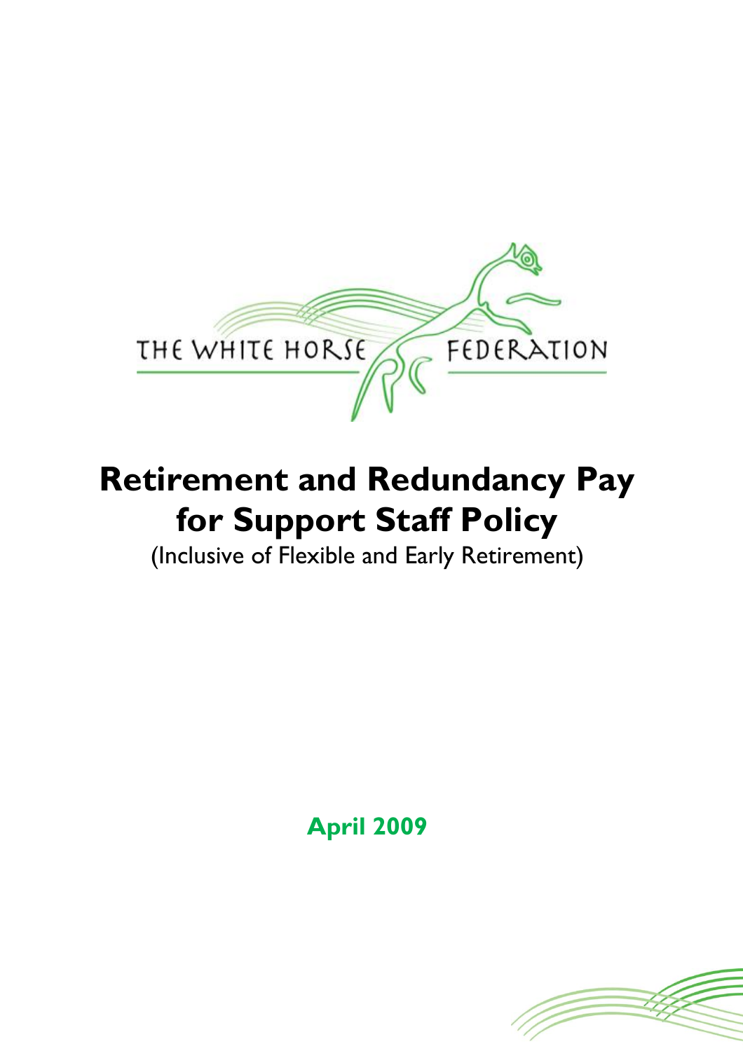THE WHITE HORSE FEDERATION

# Retirement and Redundancy Pay for Support Staff Policy

(Inclusive of Flexible and Early Retirement)

**April 2009**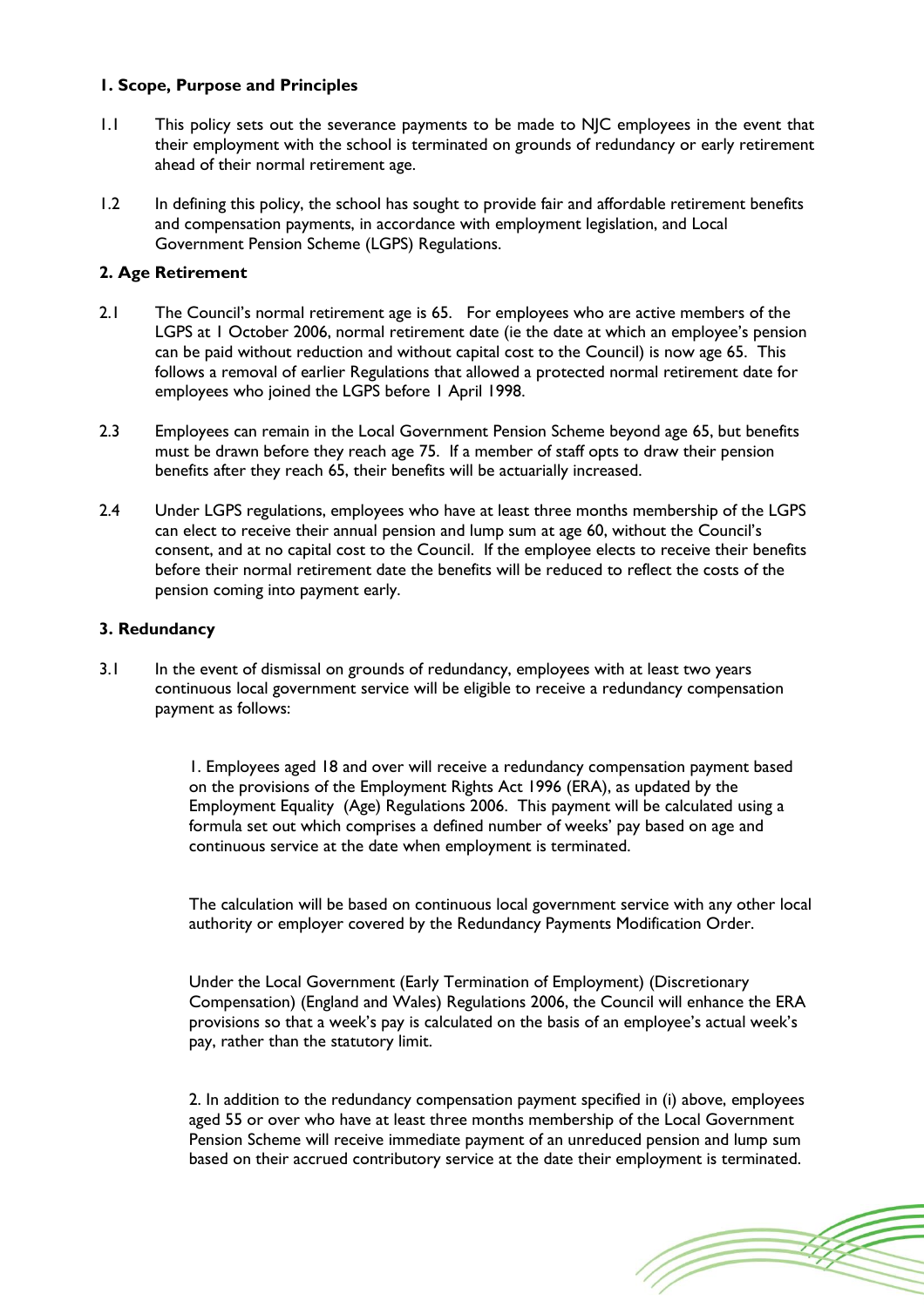**1. Scope, Purpose and Principles**

1.1 This policy sets out the severance payments to be made to NJC employees in the event that their employment with the school is terminated on grounds of redundancy or early retirement ahead of their normal retirement age.

1.2 In defining this policy, the school has sought to provide fair and affordable retirement benefits and compensation payments, in accordance with employment legislation, and Local Government Pension Scheme (LGPS) Regulations.

**2. Age Retirement**

2.1 The Council's normal retirement age is 65. For employees who are active members of the LGPS at 1 October 2006, normal retirement date (ie the date at which an employee's pension can be paid without reduction and without capital cost to the Council) is now age 65. This follows a removal of earlier Regulations that allowed a protected normal retirement date for employees who joined the LGPS before 1 April 1998.

2.3 Employees can remain in the Local Government Pension Scheme beyond age 65, but benefits must be drawn before they reach age 75. If a member of staff opts to draw their pension benefits after they reach 65, their benefits will be actuarially increased.

2.4 Under LGPS regulations, employees who have at least three months membership of the LGPS can elect to receive their annual pension and lump sum at age 60, without the Council's consent, and at no capital cost to the Council. If the employee elects to receive their benefits before their normal retirement date the benefits will be reduced to reflect the costs of the pension coming into payment early.

**3. Redundancy**

3.1 In the event of dismissal on grounds of redundancy, employees with at least two years continuous local government service will be eligible to receive a redundancy compensation payment as follows:

1. Employees aged 18 and over will receive a redundancy compensation payment based on the provisions of the Employment Rights Act 1996 (ERA), as updated by the Employment Equality (Age) Regulations 2006. This payment will be calculated using a formula set out which comprises a defined number of weeks' pay based on age and continuous service at the date when employment is terminated.

   The calculation will be based on continuous local government service with any other local authority or employer covered by the Redundancy Payments Modification Order.

   Under the Local Government (Early Termination of Employment) (Discretionary Compensation) (England and Wales) Regulations 2006, the Council will enhance the ERA provisions so that a week's pay is calculated on the basis of an employee's actual week's pay, rather than the statutory limit.

2. In addition to the redundancy compensation payment specified in (i) above, employees aged 55 or over who have at least three months membership of the Local Government Pension Scheme will receive immediate payment of an unreduced pension and lump sum based on their accrued contributory service at the date their employment is terminated.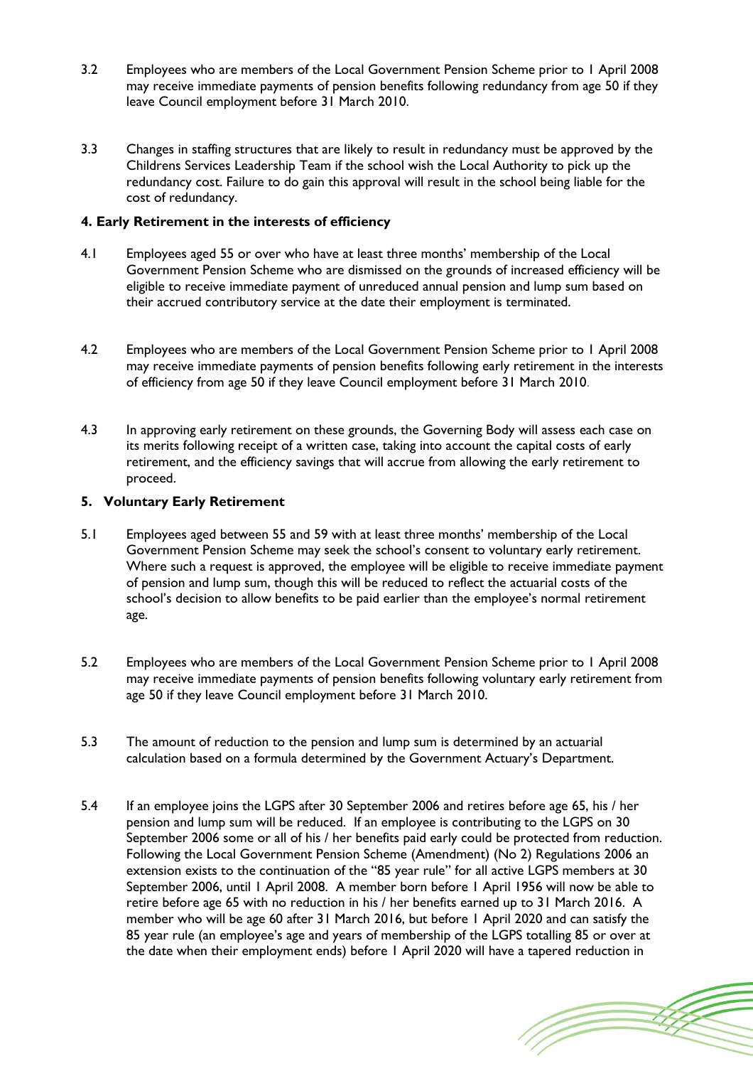3.2 Employees who are members of the Local Government Pension Scheme prior to 1 April 2008 may receive immediate payments of pension benefits following redundancy from age 50 if they leave Council employment before 31 March 2010.

3.3 Changes in staffing structures that are likely to result in redundancy must be approved by the Childrens Services Leadership Team if the school wish the Local Authority to pick up the redundancy cost. Failure to do gain this approval will result in the school being liable for the cost of redundancy.

**4. Early Retirement in the interests of efficiency**

4.1 Employees aged 55 or over who have at least three months' membership of the Local Government Pension Scheme who are dismissed on the grounds of increased efficiency will be eligible to receive immediate payment of unreduced annual pension and lump sum based on their accrued contributory service at the date their employment is terminated.

4.2 Employees who are members of the Local Government Pension Scheme prior to 1 April 2008 may receive immediate payments of pension benefits following early retirement in the interests of efficiency from age 50 if they leave Council employment before 31 March 2010.

4.3 In approving early retirement on these grounds, the Governing Body will assess each case on its merits following receipt of a written case, taking into account the capital costs of early retirement, and the efficiency savings that will accrue from allowing the early retirement to proceed.

**5. Voluntary Early Retirement**

5.1 Employees aged between 55 and 59 with at least three months' membership of the Local Government Pension Scheme may seek the school's consent to voluntary early retirement. Where such a request is approved, the employee will be eligible to receive immediate payment of pension and lump sum, though this will be reduced to reflect the actuarial costs of the school's decision to allow benefits to be paid earlier than the employee's normal retirement age.

5.2 Employees who are members of the Local Government Pension Scheme prior to 1 April 2008 may receive immediate payments of pension benefits following voluntary early retirement from age 50 if they leave Council employment before 31 March 2010.

5.3 The amount of reduction to the pension and lump sum is determined by an actuarial calculation based on a formula determined by the Government Actuary's Department.

5.4 If an employee joins the LGPS after 30 September 2006 and retires before age 65, his / her pension and lump sum will be reduced. If an employee is contributing to the LGPS on 30 September 2006 some or all of his / her benefits paid early could be protected from reduction. Following the Local Government Pension Scheme (Amendment) (No 2) Regulations 2006 an extension exists to the continuation of the "85 year rule" for all active LGPS members at 30 September 2006, until 1 April 2008. A member born before 1 April 1956 will now be able to retire before age 65 with no reduction in his / her benefits earned up to 31 March 2016. A member who will be age 60 after 31 March 2016, but before 1 April 2020 and can satisfy the 85 year rule (an employee's age and years of membership of the LGPS totalling 85 or over at the date when their employment ends) before 1 April 2020 will have a tapered reduction in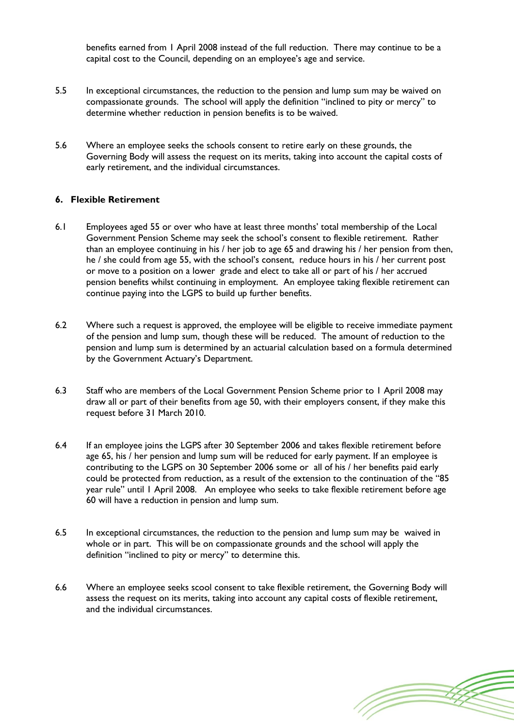benefits earned from 1 April 2008 instead of the full reduction. There may continue to be a capital cost to the Council, depending on an employee's age and service.

5.5 In exceptional circumstances, the reduction to the pension and lump sum may be waived on compassionate grounds. The school will apply the definition "inclined to pity or mercy" to determine whether reduction in pension benefits is to be waived.

5.6 Where an employee seeks the schools consent to retire early on these grounds, the Governing Body will assess the request on its merits, taking into account the capital costs of early retirement, and the individual circumstances.

### 6. Flexible Retirement

6.1 Employees aged 55 or over who have at least three months' total membership of the Local Government Pension Scheme may seek the school's consent to flexible retirement. Rather than an employee continuing in his / her job to age 65 and drawing his / her pension from then, he / she could from age 55, with the school's consent, reduce hours in his / her current post or move to a position on a lower grade and elect to take all or part of his / her accrued pension benefits whilst continuing in employment. An employee taking flexible retirement can continue paying into the LGPS to build up further benefits.

6.2 Where such a request is approved, the employee will be eligible to receive immediate payment of the pension and lump sum, though these will be reduced. The amount of reduction to the pension and lump sum is determined by an actuarial calculation based on a formula determined by the Government Actuary's Department.

6.3 Staff who are members of the Local Government Pension Scheme prior to 1 April 2008 may draw all or part of their benefits from age 50, with their employers consent, if they make this request before 31 March 2010.

6.4 If an employee joins the LGPS after 30 September 2006 and takes flexible retirement before age 65, his / her pension and lump sum will be reduced for early payment. If an employee is contributing to the LGPS on 30 September 2006 some or all of his / her benefits paid early could be protected from reduction, as a result of the extension to the continuation of the "85 year rule" until 1 April 2008. An employee who seeks to take flexible retirement before age 60 will have a reduction in pension and lump sum.

6.5 In exceptional circumstances, the reduction to the pension and lump sum may be waived in whole or in part. This will be on compassionate grounds and the school will apply the definition "inclined to pity or mercy" to determine this.

6.6 Where an employee seeks scool consent to take flexible retirement, the Governing Body will assess the request on its merits, taking into account any capital costs of flexible retirement, and the individual circumstances.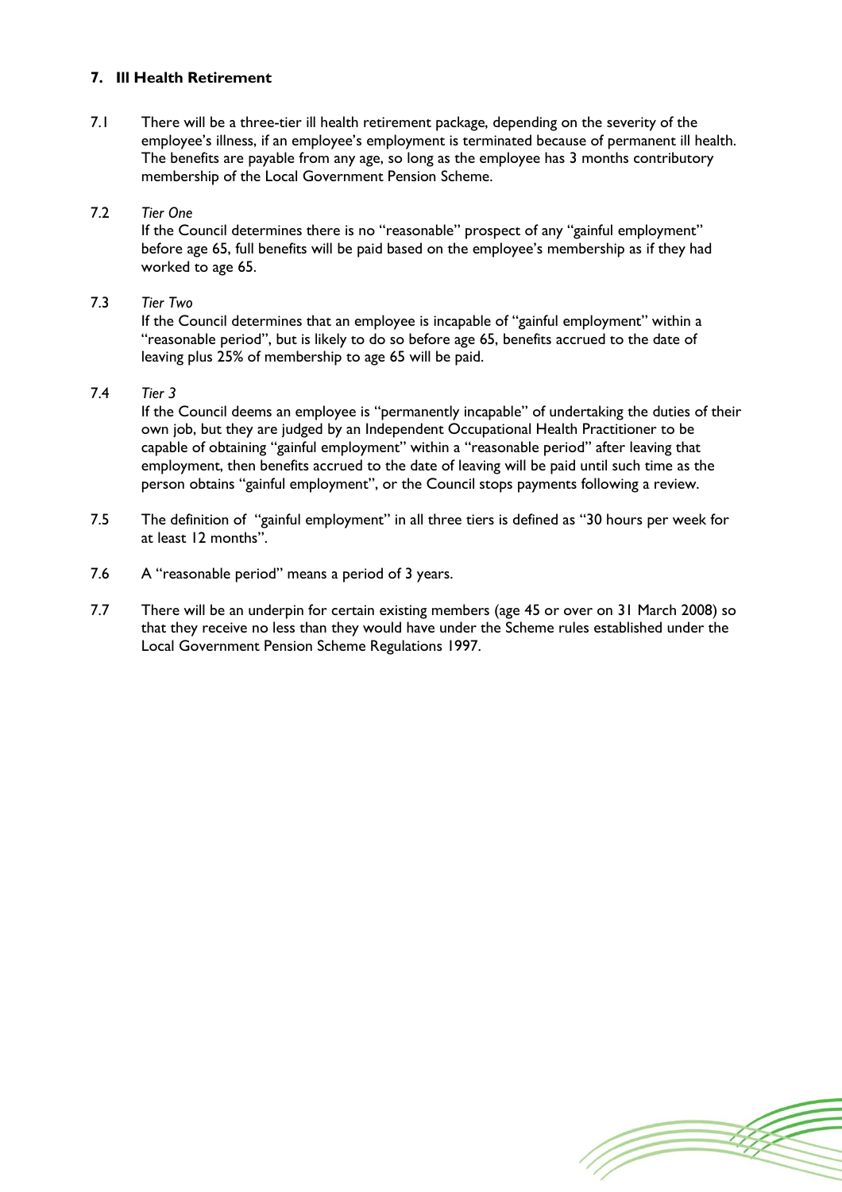## 7. Ill Health Retirement

7.1 There will be a three-tier ill health retirement package, depending on the severity of the employee's illness, if an employee's employment is terminated because of permanent ill health. The benefits are payable from any age, so long as the employee has 3 months contributory membership of the Local Government Pension Scheme.

7.2 *Tier One*
If the Council determines there is no "reasonable" prospect of any "gainful employment" before age 65, full benefits will be paid based on the employee's membership as if they had worked to age 65.

7.3 *Tier Two*
If the Council determines that an employee is incapable of "gainful employment" within a "reasonable period", but is likely to do so before age 65, benefits accrued to the date of leaving plus 25% of membership to age 65 will be paid.

7.4 *Tier 3*
If the Council deems an employee is "permanently incapable" of undertaking the duties of their own job, but they are judged by an Independent Occupational Health Practitioner to be capable of obtaining "gainful employment" within a "reasonable period" after leaving that employment, then benefits accrued to the date of leaving will be paid until such time as the person obtains "gainful employment", or the Council stops payments following a review.

7.5 The definition of "gainful employment" in all three tiers is defined as "30 hours per week for at least 12 months".

7.6 A "reasonable period" means a period of 3 years.

7.7 There will be an underpin for certain existing members (age 45 or over on 31 March 2008) so that they receive no less than they would have under the Scheme rules established under the Local Government Pension Scheme Regulations 1997.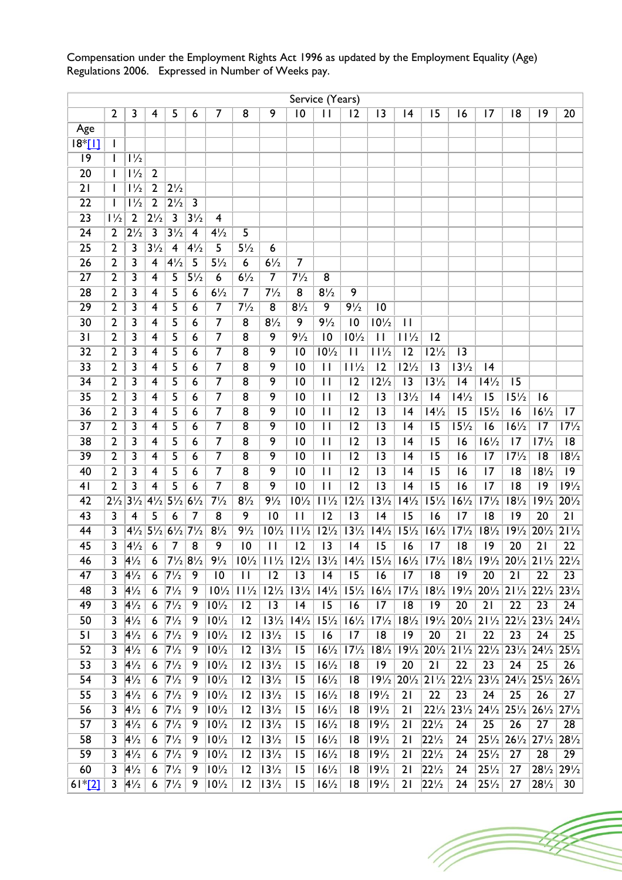Compensation under the Employment Rights Act 1996 as updated by the Employment Equality (Age) Regulations 2006. Expressed in Number of Weeks pay.

| | Service (Years) | | | | | | | | | | | | | | | | | | |
|---|---|---|---|---|---|---|---|---|---|---|---|---|---|---|---|---|---|---|---|
| | 2 | 3 | 4 | 5 | 6 | 7 | 8 | 9 | 10 | 11 | 12 | 13 | 14 | 15 | 16 | 17 | 18 | 19 | 20 |
| Age | | | | | | | | | | | | | | | | | | | |
| 18*[1] | 1 | | | | | | | | | | | | | | | | | | |
| 19 | 1 | 1½ | | | | | | | | | | | | | | | | | |
| 20 | 1 | 1½ | 2 | | | | | | | | | | | | | | | | |
| 21 | 1 | 1½ | 2 | 2½ | | | | | | | | | | | | | | | |
| 22 | 1 | 1½ | 2 | 2½ | 3 | | | | | | | | | | | | | | |
| 23 | 1½ | 2 | 2½ | 3 | 3½ | 4 | | | | | | | | | | | | | |
| 24 | 2 | 2½ | 3 | 3½ | 4 | 4½ | 5 | | | | | | | | | | | | |
| 25 | 2 | 3 | 3½ | 4 | 4½ | 5 | 5½ | 6 | | | | | | | | | | | |
| 26 | 2 | 3 | 4 | 4½ | 5 | 5½ | 6 | 6½ | 7 | | | | | | | | | | |
| 27 | 2 | 3 | 4 | 5 | 5½ | 6 | 6½ | 7 | 7½ | 8 | | | | | | | | | |
| 28 | 2 | 3 | 4 | 5 | 6 | 6½ | 7 | 7½ | 8 | 8½ | 9 | | | | | | | | |
| 29 | 2 | 3 | 4 | 5 | 6 | 7 | 7½ | 8 | 8½ | 9 | 9½ | 10 | | | | | | | |
| 30 | 2 | 3 | 4 | 5 | 6 | 7 | 8 | 8½ | 9 | 9½ | 10 | 10½ | 11 | | | | | | |
| 31 | 2 | 3 | 4 | 5 | 6 | 7 | 8 | 9 | 9½ | 10 | 10½ | 11 | 11½ | 12 | | | | | |
| 32 | 2 | 3 | 4 | 5 | 6 | 7 | 8 | 9 | 10 | 10½ | 11 | 11½ | 12 | 12½ | 13 | | | | |
| 33 | 2 | 3 | 4 | 5 | 6 | 7 | 8 | 9 | 10 | 11 | 11½ | 12 | 12½ | 13 | 13½ | 14 | | | |
| 34 | 2 | 3 | 4 | 5 | 6 | 7 | 8 | 9 | 10 | 11 | 12 | 12½ | 13 | 13½ | 14 | 14½ | 15 | | |
| 35 | 2 | 3 | 4 | 5 | 6 | 7 | 8 | 9 | 10 | 11 | 12 | 13 | 13½ | 14 | 14½ | 15 | 15½ | 16 | |
| 36 | 2 | 3 | 4 | 5 | 6 | 7 | 8 | 9 | 10 | 11 | 12 | 13 | 14 | 14½ | 15 | 15½ | 16 | 16½ | 17 |
| 37 | 2 | 3 | 4 | 5 | 6 | 7 | 8 | 9 | 10 | 11 | 12 | 13 | 14 | 15 | 15½ | 16 | 16½ | 17 | 17½ |
| 38 | 2 | 3 | 4 | 5 | 6 | 7 | 8 | 9 | 10 | 11 | 12 | 13 | 14 | 15 | 16 | 16½ | 17 | 17½ | 18 |
| 39 | 2 | 3 | 4 | 5 | 6 | 7 | 8 | 9 | 10 | 11 | 12 | 13 | 14 | 15 | 16 | 17 | 17½ | 18 | 18½ |
| 40 | 2 | 3 | 4 | 5 | 6 | 7 | 8 | 9 | 10 | 11 | 12 | 13 | 14 | 15 | 16 | 17 | 18 | 18½ | 19 |
| 41 | 2 | 3 | 4 | 5 | 6 | 7 | 8 | 9 | 10 | 11 | 12 | 13 | 14 | 15 | 16 | 17 | 18 | 19 | 19½ |
| 42 | 2½ | 3½ | 4½ | 5½ | 6½ | 7½ | 8½ | 9½ | 10½ | 11½ | 12½ | 13½ | 14½ | 15½ | 16½ | 17½ | 18½ | 19½ | 20½ |
| 43 | 3 | 4 | 5 | 6 | 7 | 8 | 9 | 10 | 11 | 12 | 13 | 14 | 15 | 16 | 17 | 18 | 19 | 20 | 21 |
| 44 | 3 | 4½ | 5½ | 6½ | 7½ | 8½ | 9½ | 10½ | 11½ | 12½ | 13½ | 14½ | 15½ | 16½ | 17½ | 18½ | 19½ | 20½ | 21½ |
| 45 | 3 | 4½ | 6 | 7 | 8 | 9 | 10 | 11 | 12 | 13 | 14 | 15 | 16 | 17 | 18 | 19 | 20 | 21 | 22 |
| 46 | 3 | 4½ | 6 | 7½ | 8½ | 9½ | 10½ | 11½ | 12½ | 13½ | 14½ | 15½ | 16½ | 17½ | 18½ | 19½ | 20½ | 21½ | 22½ |
| 47 | 3 | 4½ | 6 | 7½ | 9 | 10 | 11 | 12 | 13 | 14 | 15 | 16 | 17 | 18 | 19 | 20 | 21 | 22 | 23 |
| 48 | 3 | 4½ | 6 | 7½ | 9 | 10½ | 11½ | 12½ | 13½ | 14½ | 15½ | 16½ | 17½ | 18½ | 19½ | 20½ | 21½ | 22½ | 23½ |
| 49 | 3 | 4½ | 6 | 7½ | 9 | 10½ | 12 | 13 | 14 | 15 | 16 | 17 | 18 | 19 | 20 | 21 | 22 | 23 | 24 |
| 50 | 3 | 4½ | 6 | 7½ | 9 | 10½ | 12 | 13½ | 14½ | 15½ | 16½ | 17½ | 18½ | 19½ | 20½ | 21½ | 22½ | 23½ | 24½ |
| 51 | 3 | 4½ | 6 | 7½ | 9 | 10½ | 12 | 13½ | 15 | 16 | 17 | 18 | 19 | 20 | 21 | 22 | 23 | 24 | 25 |
| 52 | 3 | 4½ | 6 | 7½ | 9 | 10½ | 12 | 13½ | 15 | 16½ | 17½ | 18½ | 19½ | 20½ | 21½ | 22½ | 23½ | 24½ | 25½ |
| 53 | 3 | 4½ | 6 | 7½ | 9 | 10½ | 12 | 13½ | 15 | 16½ | 18 | 19 | 20 | 21 | 22 | 23 | 24 | 25 | 26 |
| 54 | 3 | 4½ | 6 | 7½ | 9 | 10½ | 12 | 13½ | 15 | 16½ | 18 | 19½ | 20½ | 21½ | 22½ | 23½ | 24½ | 25½ | 26½ |
| 55 | 3 | 4½ | 6 | 7½ | 9 | 10½ | 12 | 13½ | 15 | 16½ | 18 | 19½ | 21 | 22 | 23 | 24 | 25 | 26 | 27 |
| 56 | 3 | 4½ | 6 | 7½ | 9 | 10½ | 12 | 13½ | 15 | 16½ | 18 | 19½ | 21 | 22½ | 23½ | 24½ | 25½ | 26½ | 27½ |
| 57 | 3 | 4½ | 6 | 7½ | 9 | 10½ | 12 | 13½ | 15 | 16½ | 18 | 19½ | 21 | 22½ | 24 | 25 | 26 | 27 | 28 |
| 58 | 3 | 4½ | 6 | 7½ | 9 | 10½ | 12 | 13½ | 15 | 16½ | 18 | 19½ | 21 | 22½ | 24 | 25½ | 26½ | 27½ | 28½ |
| 59 | 3 | 4½ | 6 | 7½ | 9 | 10½ | 12 | 13½ | 15 | 16½ | 18 | 19½ | 21 | 22½ | 24 | 25½ | 27 | 28 | 29 |
| 60 | 3 | 4½ | 6 | 7½ | 9 | 10½ | 12 | 13½ | 15 | 16½ | 18 | 19½ | 21 | 22½ | 24 | 25½ | 27 | 28½ | 29½ |
| 61*[2] | 3 | 4½ | 6 | 7½ | 9 | 10½ | 12 | 13½ | 15 | 16½ | 18 | 19½ | 21 | 22½ | 24 | 25½ | 27 | 28½ | 30 |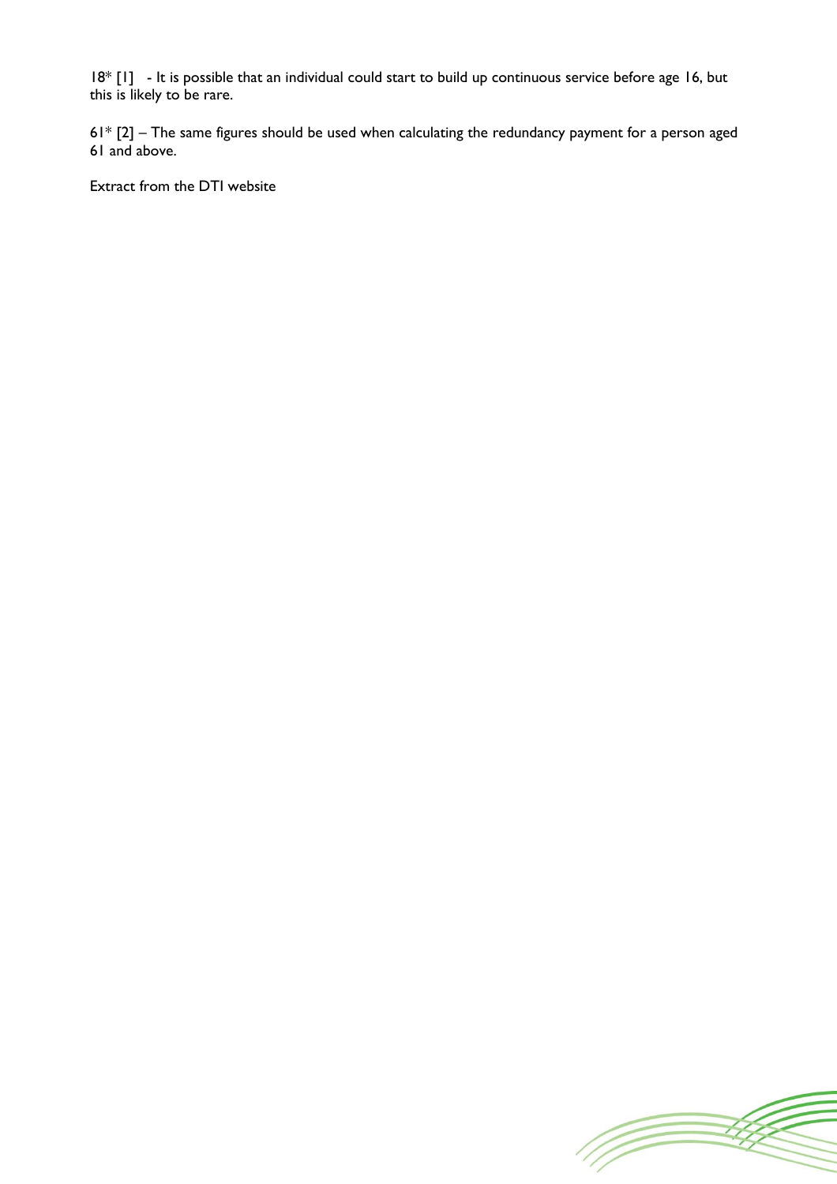18* [1]  - It is possible that an individual could start to build up continuous service before age 16, but this is likely to be rare.

61* [2] – The same figures should be used when calculating the redundancy payment for a person aged 61 and above.

Extract from the DTI website